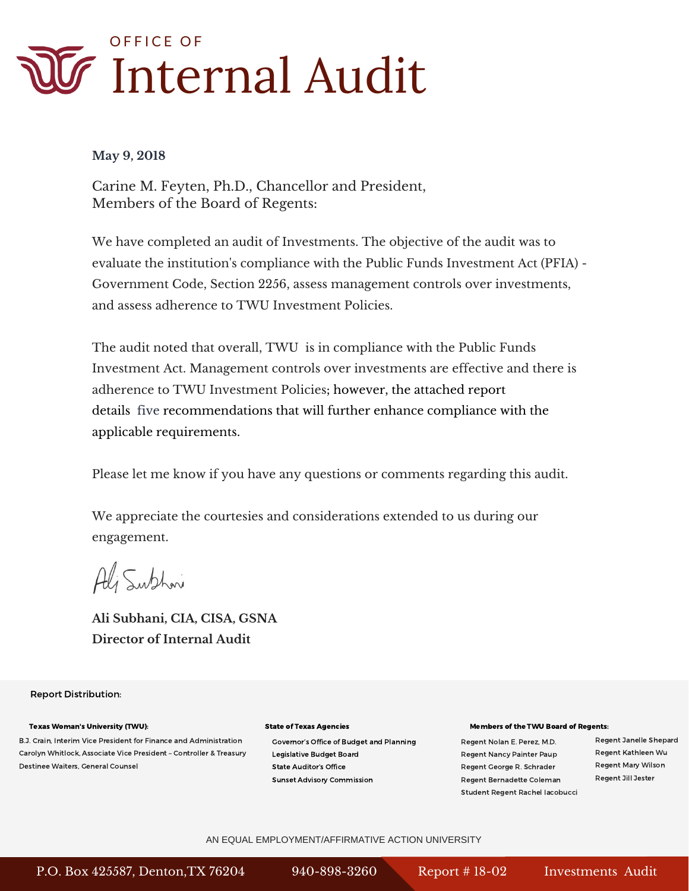# OFFICE OF Internal Audit

**May 9, 2018**

Carine M. Feyten, Ph.D., Chancellor and President,
Members of the Board of Regents:

We have completed an audit of Investments. The objective of the audit was to evaluate the institution's compliance with the Public Funds Investment Act (PFIA) - Government Code, Section 2256, assess management controls over investments, and assess adherence to TWU Investment Policies.

The audit noted that overall, TWU is in compliance with the Public Funds Investment Act. Management controls over investments are effective and there is adherence to TWU Investment Policies; however, the attached report details five recommendations that will further enhance compliance with the applicable requirements.

Please let me know if you have any questions or comments regarding this audit.

We appreciate the courtesies and considerations extended to us during our engagement.

Ali Subhani

**Ali Subhani, CIA, CISA, GSNA**
**Director of Internal Audit**

Report Distribution:

**Texas Woman's University (TWU):**

B.J. Crain, Interim Vice President for Finance and Administration
Carolyn Whitlock, Associate Vice President – Controller & Treasury
Destinee Waiters, General Counsel

**State of Texas Agencies**

Governor's Office of Budget and Planning
Legislative Budget Board
State Auditor's Office
Sunset Advisory Commission

**Members of the TWU Board of Regents:**

Regent Nolan E. Perez, M.D.
Regent Nancy Painter Paup
Regent George R. Schrader
Regent Bernadette Coleman
Student Regent Rachel Iacobucci
Regent Janelle Shepard
Regent Kathleen Wu
Regent Mary Wilson
Regent Jill Jester

AN EQUAL EMPLOYMENT/AFFIRMATIVE ACTION UNIVERSITY

P.O. Box 425587, Denton, TX 76204 | 940-898-3260 | Report # 18-02 | Investments Audit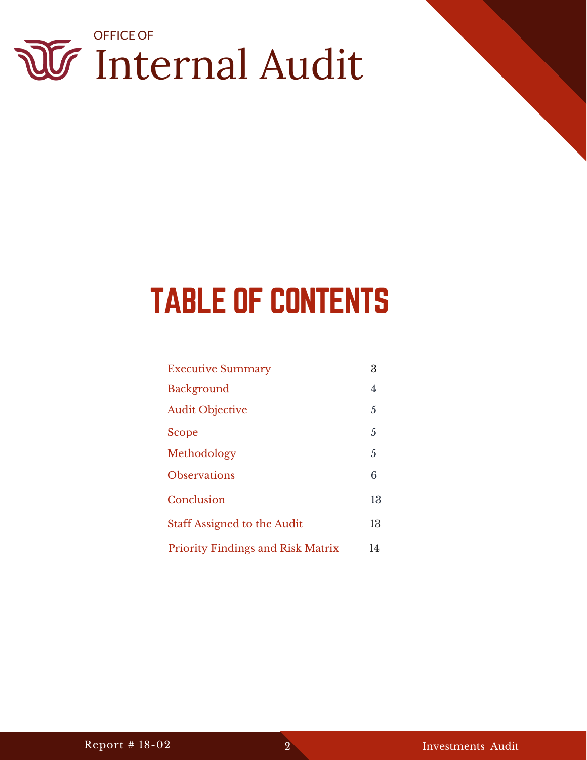OFFICE OF
Internal Audit

# TABLE OF CONTENTS

| | |
|---|---|
| Executive Summary | 3 |
| Background | 4 |
| Audit Objective | 5 |
| Scope | 5 |
| Methodology | 5 |
| Observations | 6 |
| Conclusion | 13 |
| Staff Assigned to the Audit | 13 |
| Priority Findings and Risk Matrix | 14 |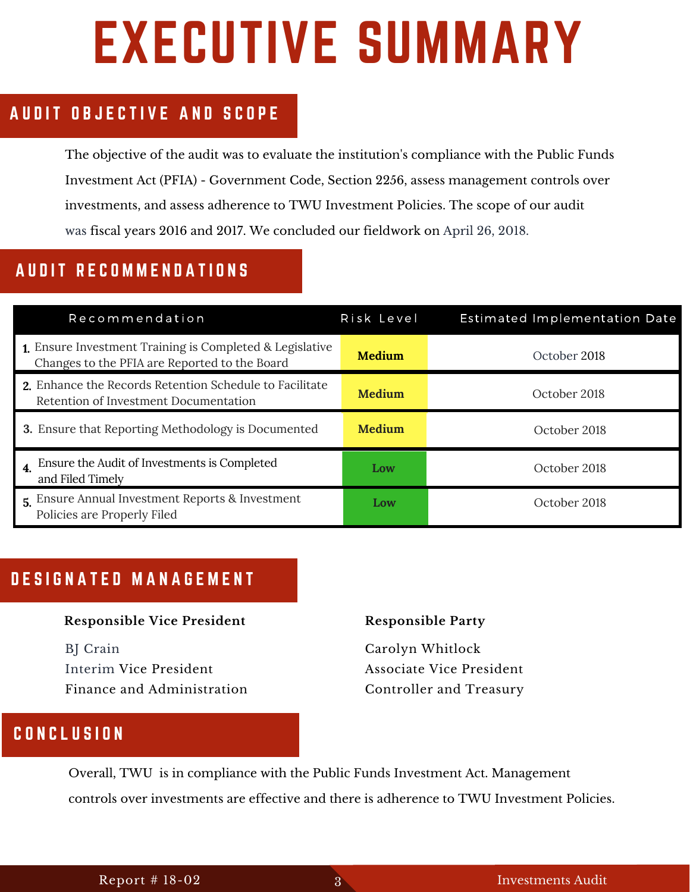# EXECUTIVE SUMMARY

## AUDIT OBJECTIVE AND SCOPE

The objective of the audit was to evaluate the institution's compliance with the Public Funds Investment Act (PFIA) - Government Code, Section 2256, assess management controls over investments, and assess adherence to TWU Investment Policies. The scope of our audit was fiscal years 2016 and 2017. We concluded our fieldwork on April 26, 2018.

## AUDIT RECOMMENDATIONS

| Recommendation | Risk Level | Estimated Implementation Date |
|---|---|---|
| 1. Ensure Investment Training is Completed & Legislative Changes to the PFIA are Reported to the Board | **Medium** | October 2018 |
| 2. Enhance the Records Retention Schedule to Facilitate Retention of Investment Documentation | **Medium** | October 2018 |
| 3. Ensure that Reporting Methodology is Documented | **Medium** | October 2018 |
| 4. Ensure the Audit of Investments is Completed and Filed Timely | **Low** | October 2018 |
| 5. Ensure Annual Investment Reports & Investment Policies are Properly Filed | **Low** | October 2018 |

## DESIGNATED MANAGEMENT

**Responsible Vice President**

BJ Crain
Interim Vice President
Finance and Administration

**Responsible Party**

Carolyn Whitlock
Associate Vice President
Controller and Treasury

## CONCLUSION

Overall, TWU is in compliance with the Public Funds Investment Act. Management controls over investments are effective and there is adherence to TWU Investment Policies.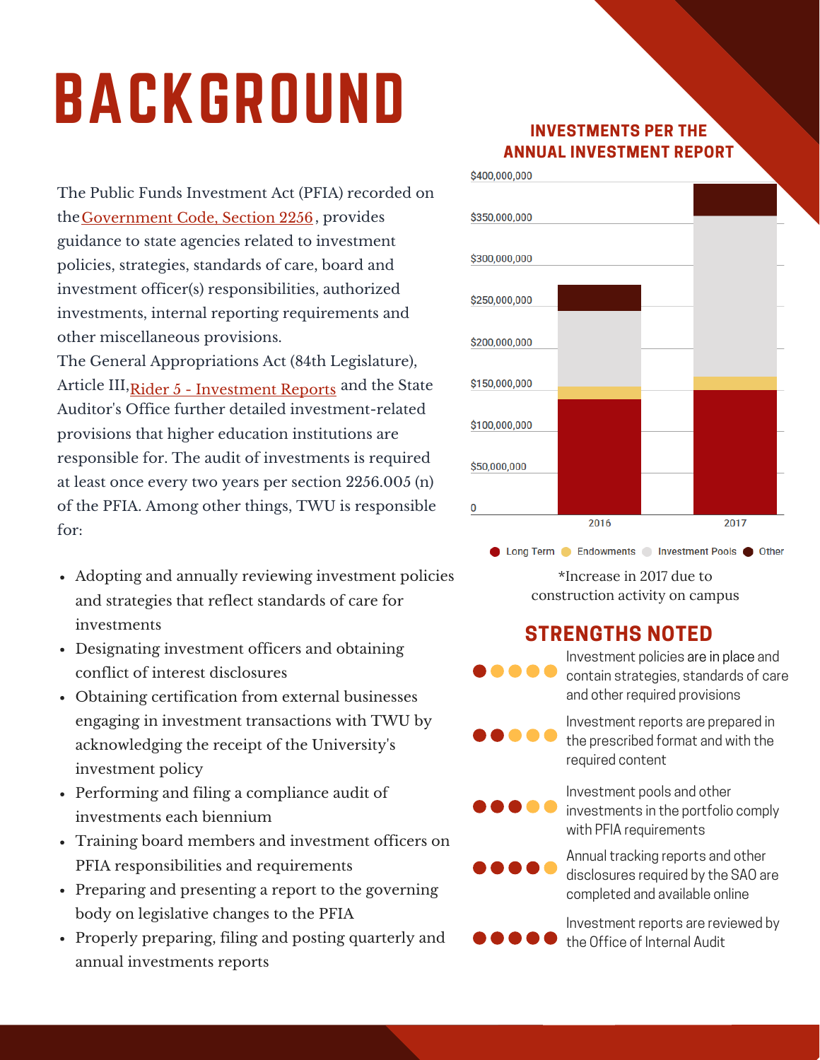# BACKGROUND

The Public Funds Investment Act (PFIA) recorded on the Government Code, Section 2256, provides guidance to state agencies related to investment policies, strategies, standards of care, board and investment officer(s) responsibilities, authorized investments, internal reporting requirements and other miscellaneous provisions.

The General Appropriations Act (84th Legislature), Article III, Rider 5 - Investment Reports and the State Auditor's Office further detailed investment-related provisions that higher education institutions are responsible for. The audit of investments is required at least once every two years per section 2256.005 (n) of the PFIA. Among other things, TWU is responsible for:

- Adopting and annually reviewing investment policies and strategies that reflect standards of care for investments
- Designating investment officers and obtaining conflict of interest disclosures
- Obtaining certification from external businesses engaging in investment transactions with TWU by acknowledging the receipt of the University's investment policy
- Performing and filing a compliance audit of investments each biennium
- Training board members and investment officers on PFIA responsibilities and requirements
- Preparing and presenting a report to the governing body on legislative changes to the PFIA
- Properly preparing, filing and posting quarterly and annual investments reports

## INVESTMENTS PER THE ANNUAL INVESTMENT REPORT

Long Term ● Endowments ● Investment Pools ● Other

*Increase in 2017 due to construction activity on campus

## STRENGTHS NOTED

- Investment policies are in place and contain strategies, standards of care and other required provisions
- Investment reports are prepared in the prescribed format and with the required content
- Investment pools and other investments in the portfolio comply with PFIA requirements
- Annual tracking reports and other disclosures required by the SAO are completed and available online
- Investment reports are reviewed by the Office of Internal Audit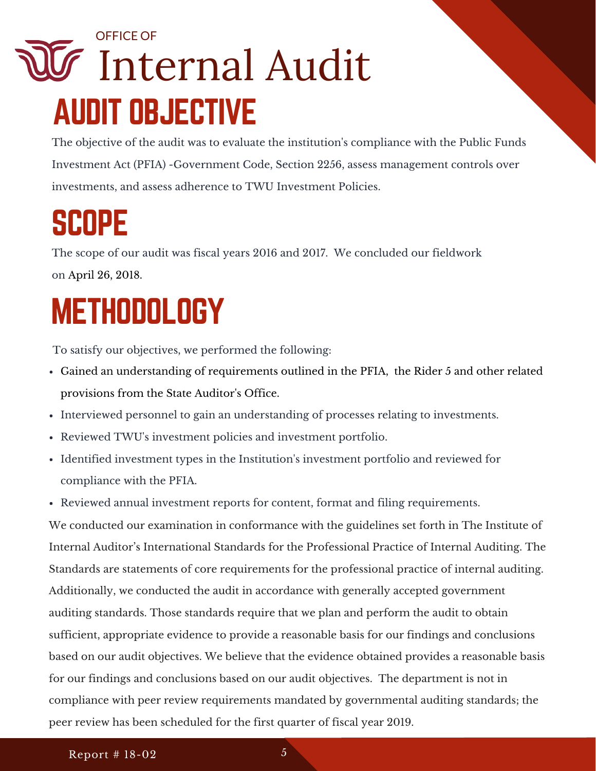## AUDIT OBJECTIVE

The objective of the audit was to evaluate the institution's compliance with the Public Funds Investment Act (PFIA) -Government Code, Section 2256, assess management controls over investments, and assess adherence to TWU Investment Policies.

## SCOPE

The scope of our audit was fiscal years 2016 and 2017. We concluded our fieldwork on April 26, 2018.

## METHODOLOGY

To satisfy our objectives, we performed the following:

- Gained an understanding of requirements outlined in the PFIA, the Rider 5 and other related provisions from the State Auditor's Office.
- Interviewed personnel to gain an understanding of processes relating to investments.
- Reviewed TWU's investment policies and investment portfolio.
- Identified investment types in the Institution's investment portfolio and reviewed for compliance with the PFIA.
- Reviewed annual investment reports for content, format and filing requirements.

We conducted our examination in conformance with the guidelines set forth in The Institute of Internal Auditor's International Standards for the Professional Practice of Internal Auditing. The Standards are statements of core requirements for the professional practice of internal auditing. Additionally, we conducted the audit in accordance with generally accepted government auditing standards. Those standards require that we plan and perform the audit to obtain sufficient, appropriate evidence to provide a reasonable basis for our findings and conclusions based on our audit objectives. We believe that the evidence obtained provides a reasonable basis for our findings and conclusions based on our audit objectives. The department is not in compliance with peer review requirements mandated by governmental auditing standards; the peer review has been scheduled for the first quarter of fiscal year 2019.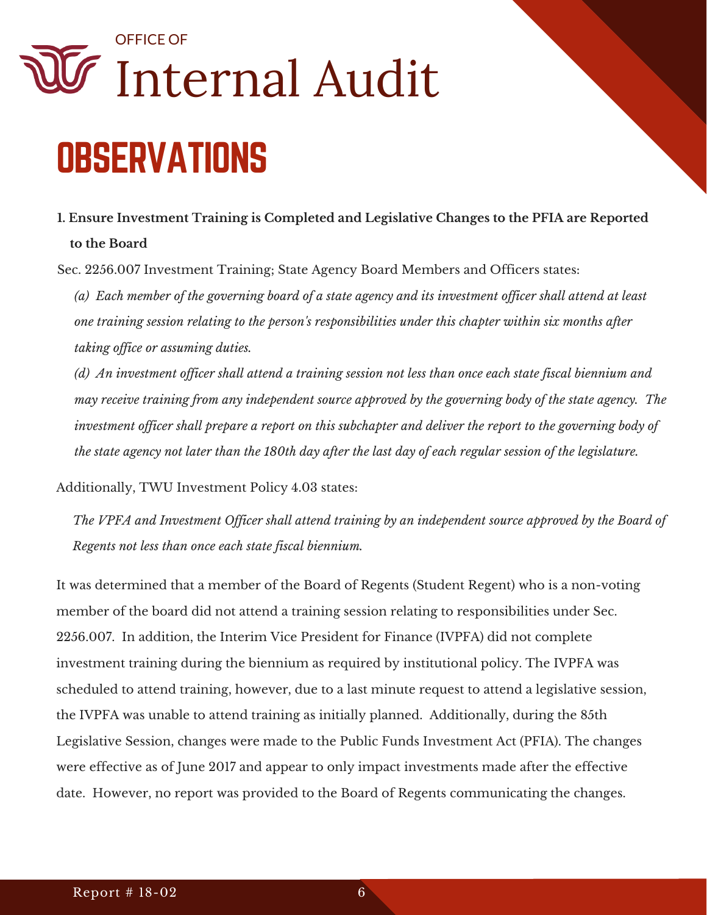OFFICE OF

# Internal Audit

## OBSERVATIONS

**1. Ensure Investment Training is Completed and Legislative Changes to the PFIA are Reported to the Board**

Sec. 2256.007 Investment Training; State Agency Board Members and Officers states:

*(a) Each member of the governing board of a state agency and its investment officer shall attend at least one training session relating to the person's responsibilities under this chapter within six months after taking office or assuming duties.*

*(d) An investment officer shall attend a training session not less than once each state fiscal biennium and may receive training from any independent source approved by the governing body of the state agency. The investment officer shall prepare a report on this subchapter and deliver the report to the governing body of the state agency not later than the 180th day after the last day of each regular session of the legislature.*

Additionally, TWU Investment Policy 4.03 states:

*The VPFA and Investment Officer shall attend training by an independent source approved by the Board of Regents not less than once each state fiscal biennium.*

It was determined that a member of the Board of Regents (Student Regent) who is a non-voting member of the board did not attend a training session relating to responsibilities under Sec. 2256.007. In addition, the Interim Vice President for Finance (IVPFA) did not complete investment training during the biennium as required by institutional policy. The IVPFA was scheduled to attend training, however, due to a last minute request to attend a legislative session, the IVPFA was unable to attend training as initially planned. Additionally, during the 85th Legislative Session, changes were made to the Public Funds Investment Act (PFIA). The changes were effective as of June 2017 and appear to only impact investments made after the effective date. However, no report was provided to the Board of Regents communicating the changes.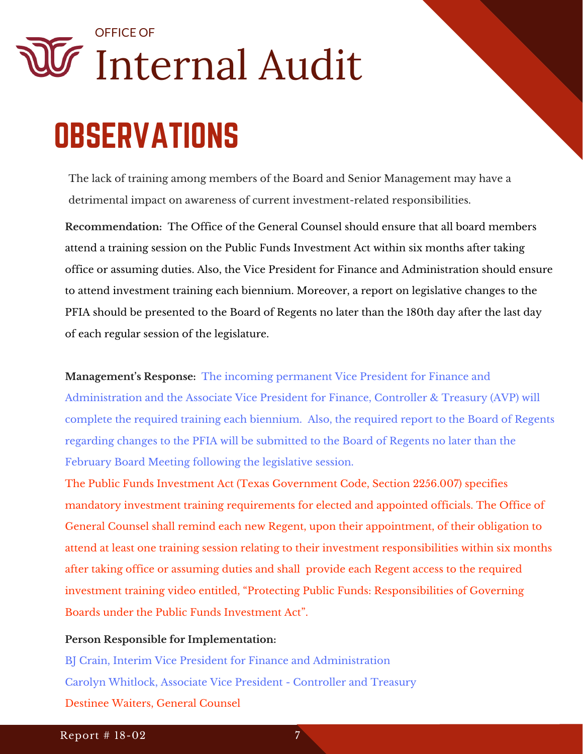# OBSERVATIONS

The lack of training among members of the Board and Senior Management may have a detrimental impact on awareness of current investment-related responsibilities.

**Recommendation:** The Office of the General Counsel should ensure that all board members attend a training session on the Public Funds Investment Act within six months after taking office or assuming duties. Also, the Vice President for Finance and Administration should ensure to attend investment training each biennium. Moreover, a report on legislative changes to the PFIA should be presented to the Board of Regents no later than the 180th day after the last day of each regular session of the legislature.

**Management's Response:** The incoming permanent Vice President for Finance and Administration and the Associate Vice President for Finance, Controller & Treasury (AVP) will complete the required training each biennium. Also, the required report to the Board of Regents regarding changes to the PFIA will be submitted to the Board of Regents no later than the February Board Meeting following the legislative session.

The Public Funds Investment Act (Texas Government Code, Section 2256.007) specifies mandatory investment training requirements for elected and appointed officials. The Office of General Counsel shall remind each new Regent, upon their appointment, of their obligation to attend at least one training session relating to their investment responsibilities within six months after taking office or assuming duties and shall provide each Regent access to the required investment training video entitled, "Protecting Public Funds: Responsibilities of Governing Boards under the Public Funds Investment Act".

**Person Responsible for Implementation:**

BJ Crain, Interim Vice President for Finance and Administration

Carolyn Whitlock, Associate Vice President - Controller and Treasury

Destinee Waiters, General Counsel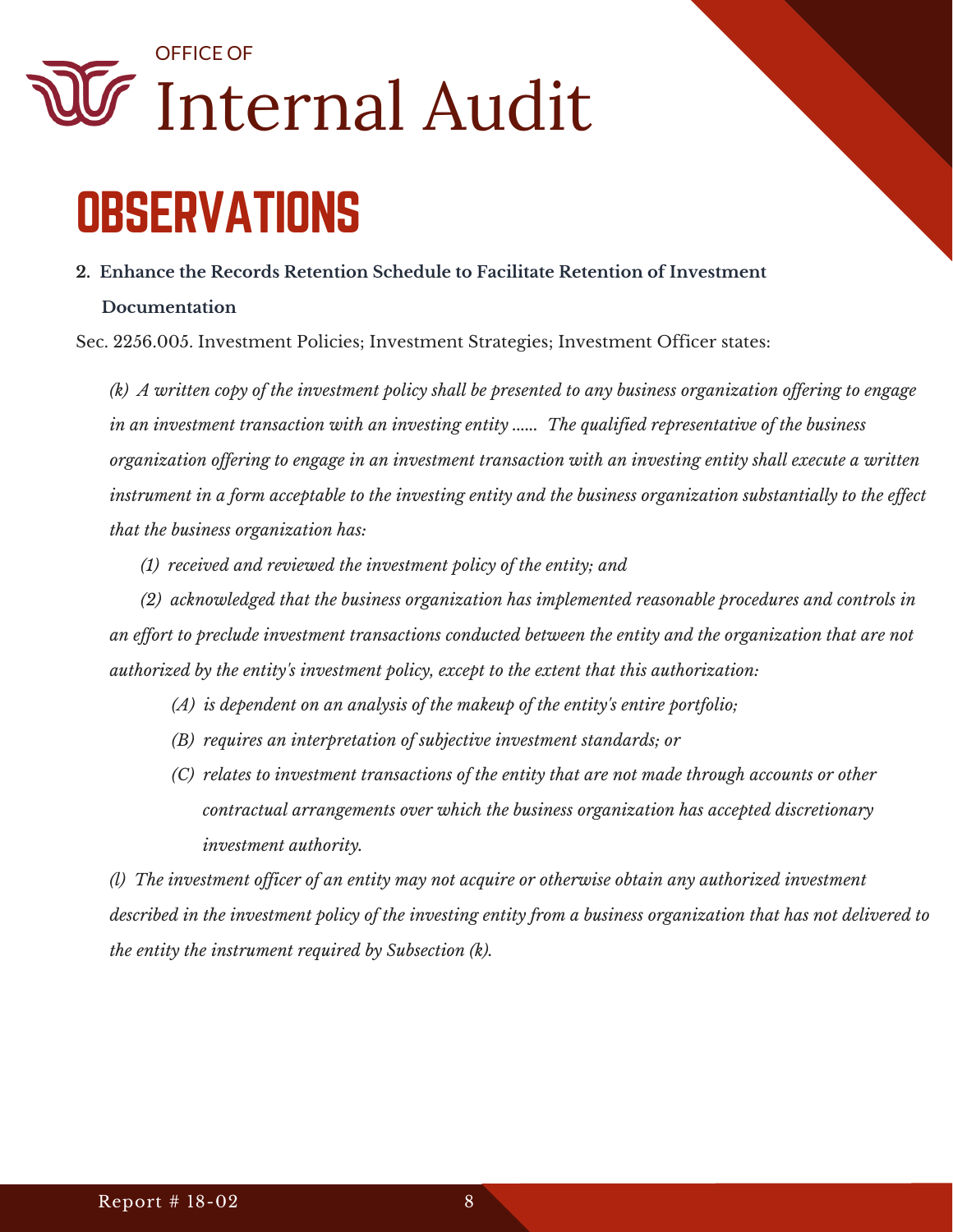# OBSERVATIONS

**2. Enhance the Records Retention Schedule to Facilitate Retention of Investment Documentation**

Sec. 2256.005. Investment Policies; Investment Strategies; Investment Officer states:

*(k) A written copy of the investment policy shall be presented to any business organization offering to engage in an investment transaction with an investing entity ...... The qualified representative of the business organization offering to engage in an investment transaction with an investing entity shall execute a written instrument in a form acceptable to the investing entity and the business organization substantially to the effect that the business organization has:*

*(1) received and reviewed the investment policy of the entity; and*

*(2) acknowledged that the business organization has implemented reasonable procedures and controls in an effort to preclude investment transactions conducted between the entity and the organization that are not authorized by the entity's investment policy, except to the extent that this authorization:*

- *(A) is dependent on an analysis of the makeup of the entity's entire portfolio;*
- *(B) requires an interpretation of subjective investment standards; or*
- *(C) relates to investment transactions of the entity that are not made through accounts or other contractual arrangements over which the business organization has accepted discretionary investment authority.*

*(l) The investment officer of an entity may not acquire or otherwise obtain any authorized investment described in the investment policy of the investing entity from a business organization that has not delivered to the entity the instrument required by Subsection (k).*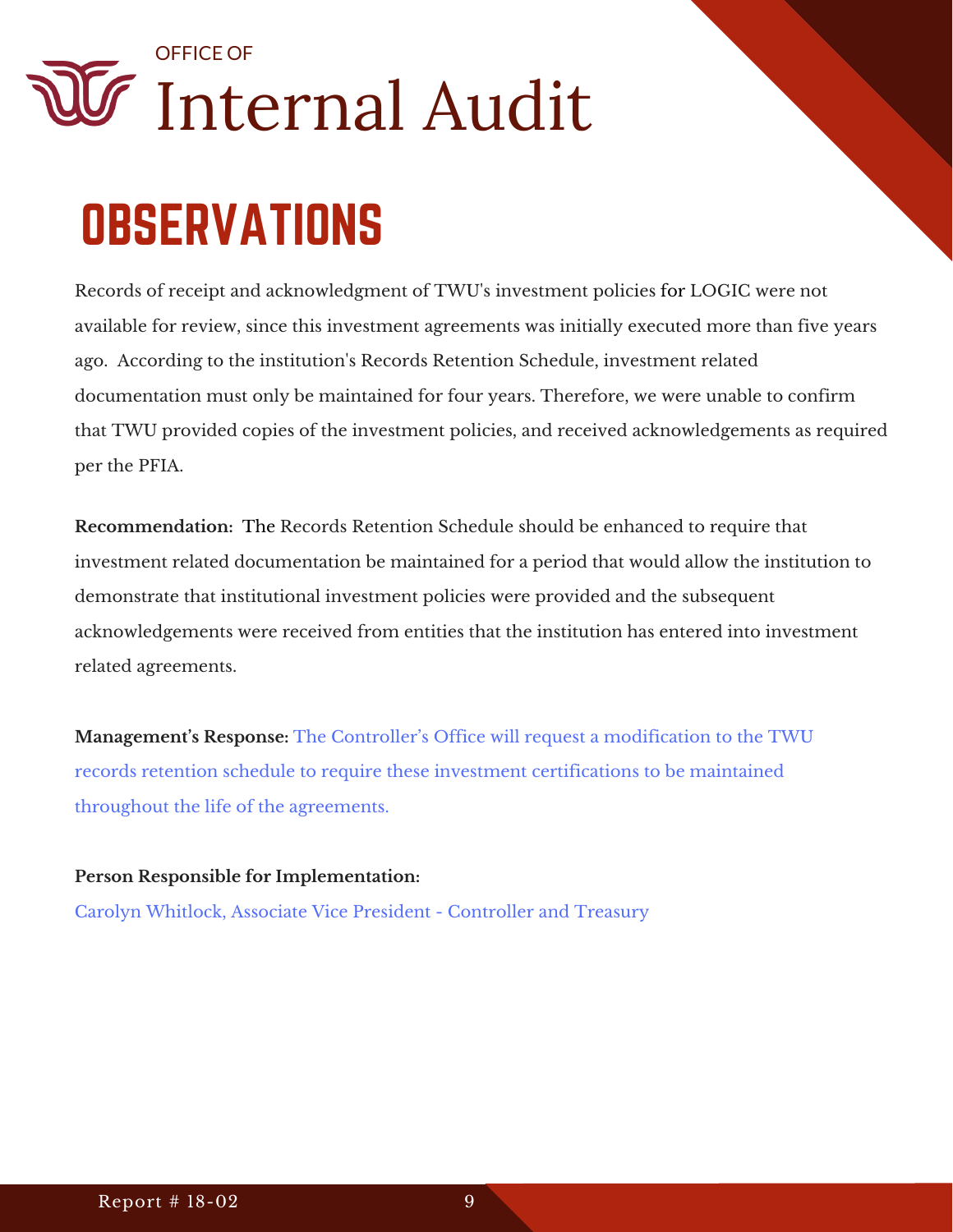# OBSERVATIONS

Records of receipt and acknowledgment of TWU's investment policies for LOGIC were not available for review, since this investment agreements was initially executed more than five years ago. According to the institution's Records Retention Schedule, investment related documentation must only be maintained for four years. Therefore, we were unable to confirm that TWU provided copies of the investment policies, and received acknowledgements as required per the PFIA.

**Recommendation:** The Records Retention Schedule should be enhanced to require that investment related documentation be maintained for a period that would allow the institution to demonstrate that institutional investment policies were provided and the subsequent acknowledgements were received from entities that the institution has entered into investment related agreements.

**Management's Response:** The Controller's Office will request a modification to the TWU records retention schedule to require these investment certifications to be maintained throughout the life of the agreements.

**Person Responsible for Implementation:**

Carolyn Whitlock, Associate Vice President - Controller and Treasury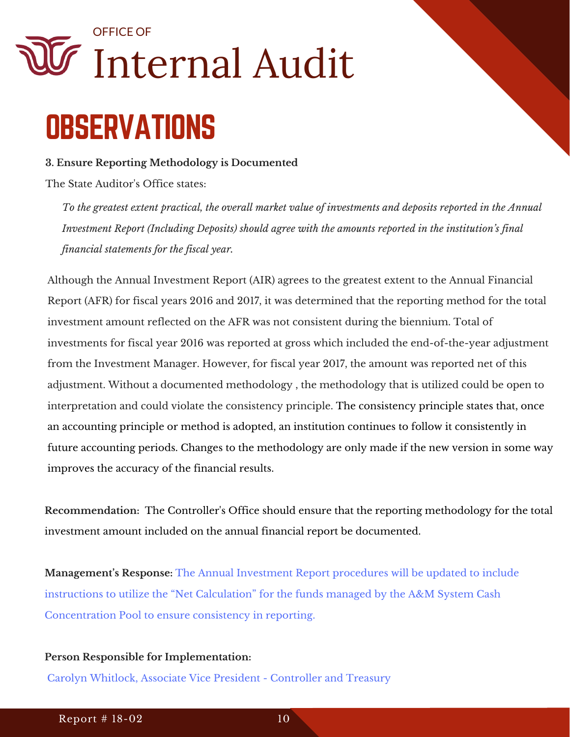## OBSERVATIONS

**3. Ensure Reporting Methodology is Documented**

The State Auditor's Office states:

> *To the greatest extent practical, the overall market value of investments and deposits reported in the Annual Investment Report (Including Deposits) should agree with the amounts reported in the institution's final financial statements for the fiscal year.*

Although the Annual Investment Report (AIR) agrees to the greatest extent to the Annual Financial Report (AFR) for fiscal years 2016 and 2017, it was determined that the reporting method for the total investment amount reflected on the AFR was not consistent during the biennium. Total of investments for fiscal year 2016 was reported at gross which included the end-of-the-year adjustment from the Investment Manager. However, for fiscal year 2017, the amount was reported net of this adjustment. Without a documented methodology , the methodology that is utilized could be open to interpretation and could violate the consistency principle. The consistency principle states that, once an accounting principle or method is adopted, an institution continues to follow it consistently in future accounting periods. Changes to the methodology are only made if the new version in some way improves the accuracy of the financial results.

**Recommendation:** The Controller's Office should ensure that the reporting methodology for the total investment amount included on the annual financial report be documented.

**Management's Response:** The Annual Investment Report procedures will be updated to include instructions to utilize the "Net Calculation" for the funds managed by the A&M System Cash Concentration Pool to ensure consistency in reporting.

**Person Responsible for Implementation:**

Carolyn Whitlock, Associate Vice President - Controller and Treasury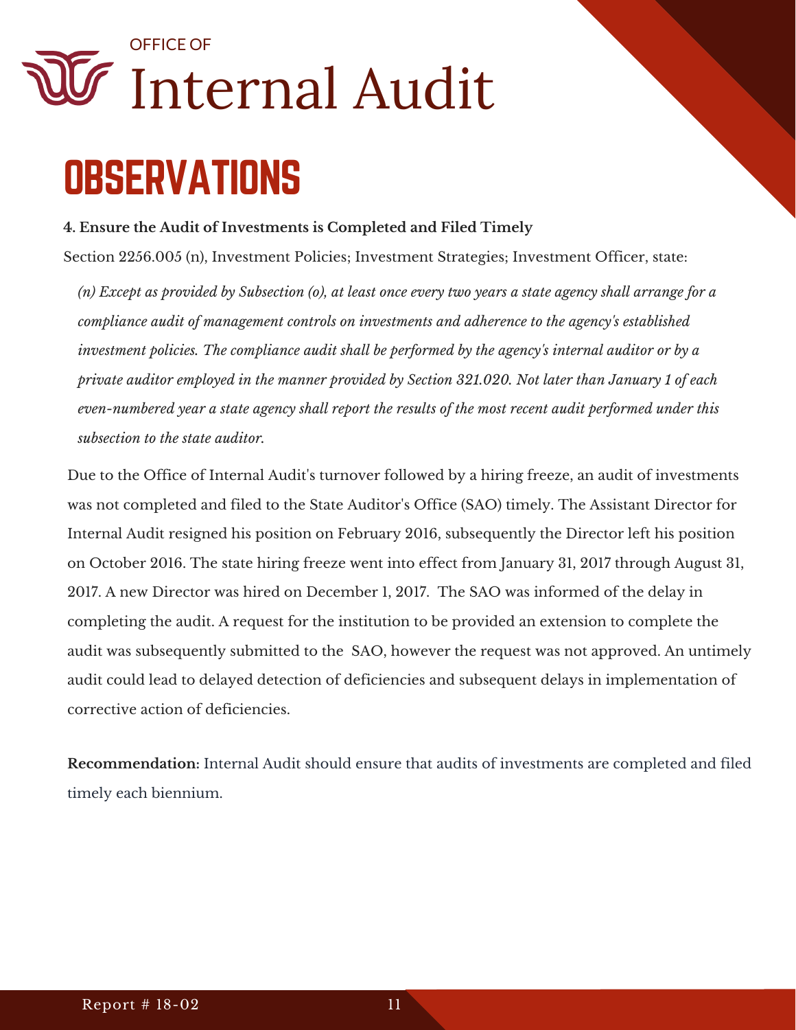# OBSERVATIONS

**4. Ensure the Audit of Investments is Completed and Filed Timely**

Section 2256.005 (n), Investment Policies; Investment Strategies; Investment Officer, state:

> *(n) Except as provided by Subsection (o), at least once every two years a state agency shall arrange for a compliance audit of management controls on investments and adherence to the agency's established investment policies. The compliance audit shall be performed by the agency's internal auditor or by a private auditor employed in the manner provided by Section 321.020. Not later than January 1 of each even-numbered year a state agency shall report the results of the most recent audit performed under this subsection to the state auditor.*

Due to the Office of Internal Audit's turnover followed by a hiring freeze, an audit of investments was not completed and filed to the State Auditor's Office (SAO) timely. The Assistant Director for Internal Audit resigned his position on February 2016, subsequently the Director left his position on October 2016. The state hiring freeze went into effect from January 31, 2017 through August 31, 2017. A new Director was hired on December 1, 2017. The SAO was informed of the delay in completing the audit. A request for the institution to be provided an extension to complete the audit was subsequently submitted to the SAO, however the request was not approved. An untimely audit could lead to delayed detection of deficiencies and subsequent delays in implementation of corrective action of deficiencies.

**Recommendation:** Internal Audit should ensure that audits of investments are completed and filed timely each biennium.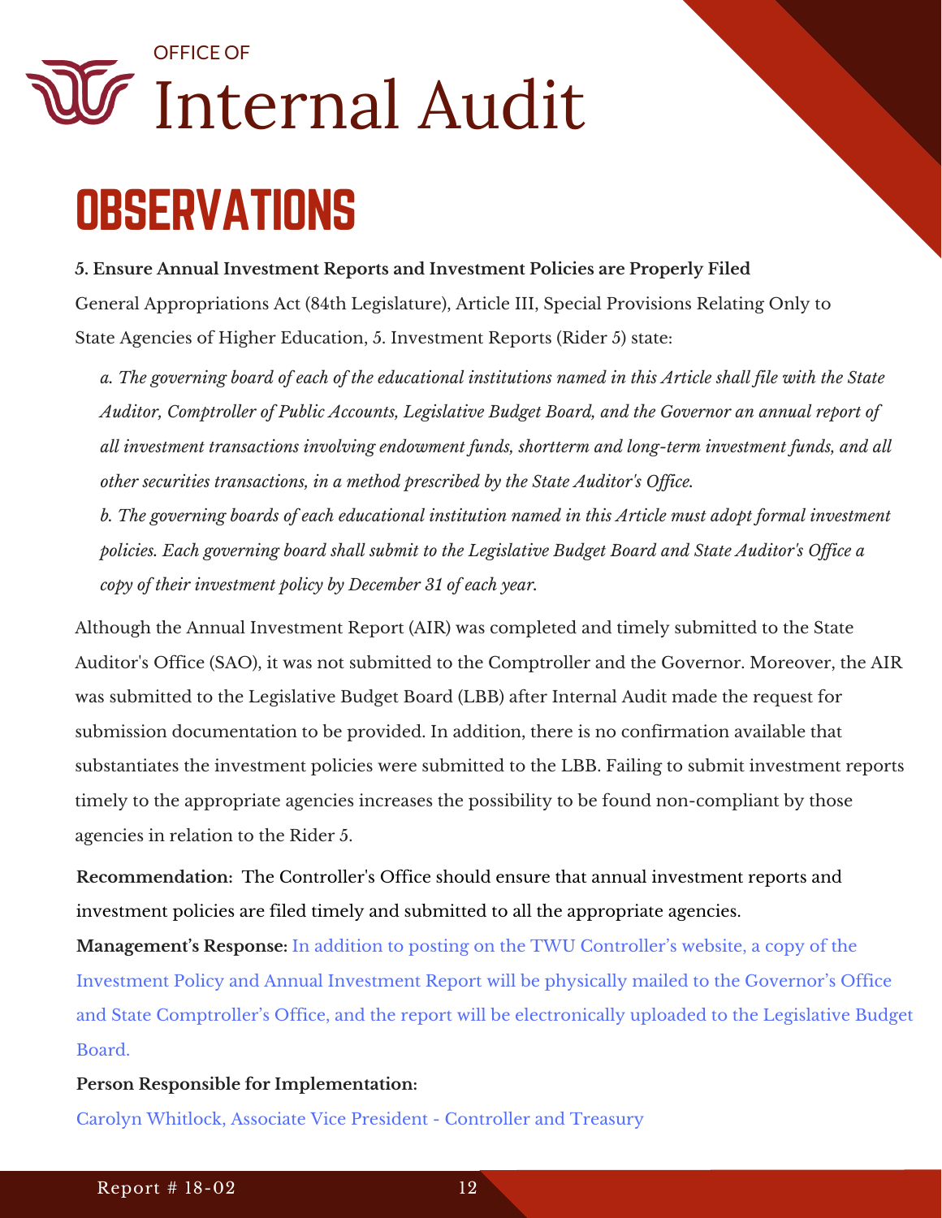# OBSERVATIONS

**5. Ensure Annual Investment Reports and Investment Policies are Properly Filed**

General Appropriations Act (84th Legislature), Article III, Special Provisions Relating Only to State Agencies of Higher Education, 5. Investment Reports (Rider 5) state:

> *a. The governing board of each of the educational institutions named in this Article shall file with the State Auditor, Comptroller of Public Accounts, Legislative Budget Board, and the Governor an annual report of all investment transactions involving endowment funds, shortterm and long-term investment funds, and all other securities transactions, in a method prescribed by the State Auditor's Office.*
>
> *b. The governing boards of each educational institution named in this Article must adopt formal investment policies. Each governing board shall submit to the Legislative Budget Board and State Auditor's Office a copy of their investment policy by December 31 of each year.*

Although the Annual Investment Report (AIR) was completed and timely submitted to the State Auditor's Office (SAO), it was not submitted to the Comptroller and the Governor. Moreover, the AIR was submitted to the Legislative Budget Board (LBB) after Internal Audit made the request for submission documentation to be provided. In addition, there is no confirmation available that substantiates the investment policies were submitted to the LBB. Failing to submit investment reports timely to the appropriate agencies increases the possibility to be found non-compliant by those agencies in relation to the Rider 5.

**Recommendation:** The Controller's Office should ensure that annual investment reports and investment policies are filed timely and submitted to all the appropriate agencies.

**Management's Response:** In addition to posting on the TWU Controller's website, a copy of the Investment Policy and Annual Investment Report will be physically mailed to the Governor's Office and State Comptroller's Office, and the report will be electronically uploaded to the Legislative Budget Board.

**Person Responsible for Implementation:**

Carolyn Whitlock, Associate Vice President - Controller and Treasury

Report # 18-02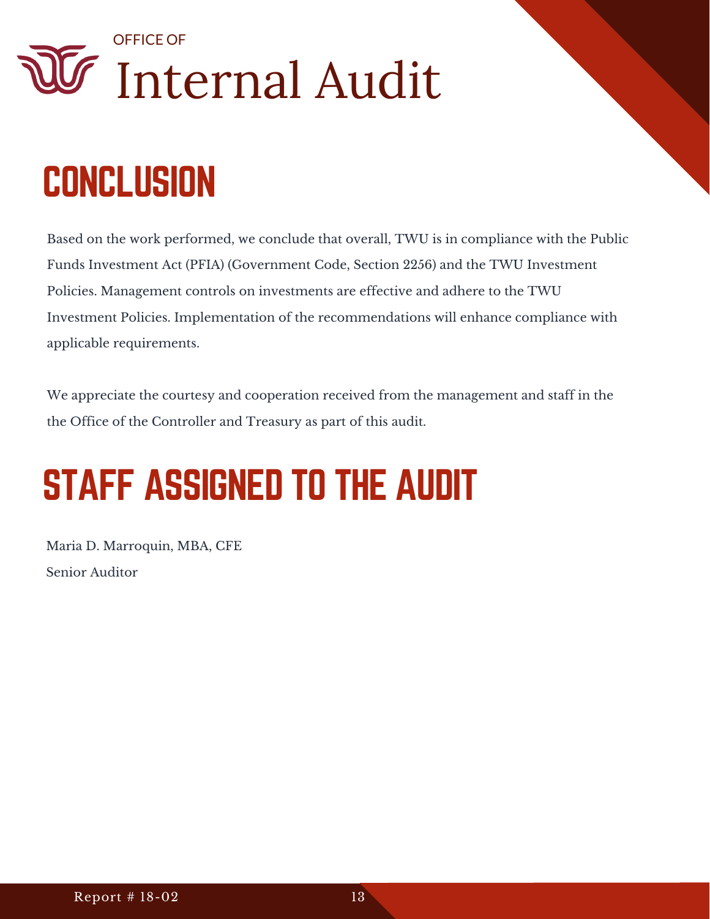# CONCLUSION

Based on the work performed, we conclude that overall, TWU is in compliance with the Public Funds Investment Act (PFIA) (Government Code, Section 2256) and the TWU Investment Policies. Management controls on investments are effective and adhere to the TWU Investment Policies. Implementation of the recommendations will enhance compliance with applicable requirements.

We appreciate the courtesy and cooperation received from the management and staff in the the Office of the Controller and Treasury as part of this audit.

# STAFF ASSIGNED TO THE AUDIT

Maria D. Marroquin, MBA, CFE
Senior Auditor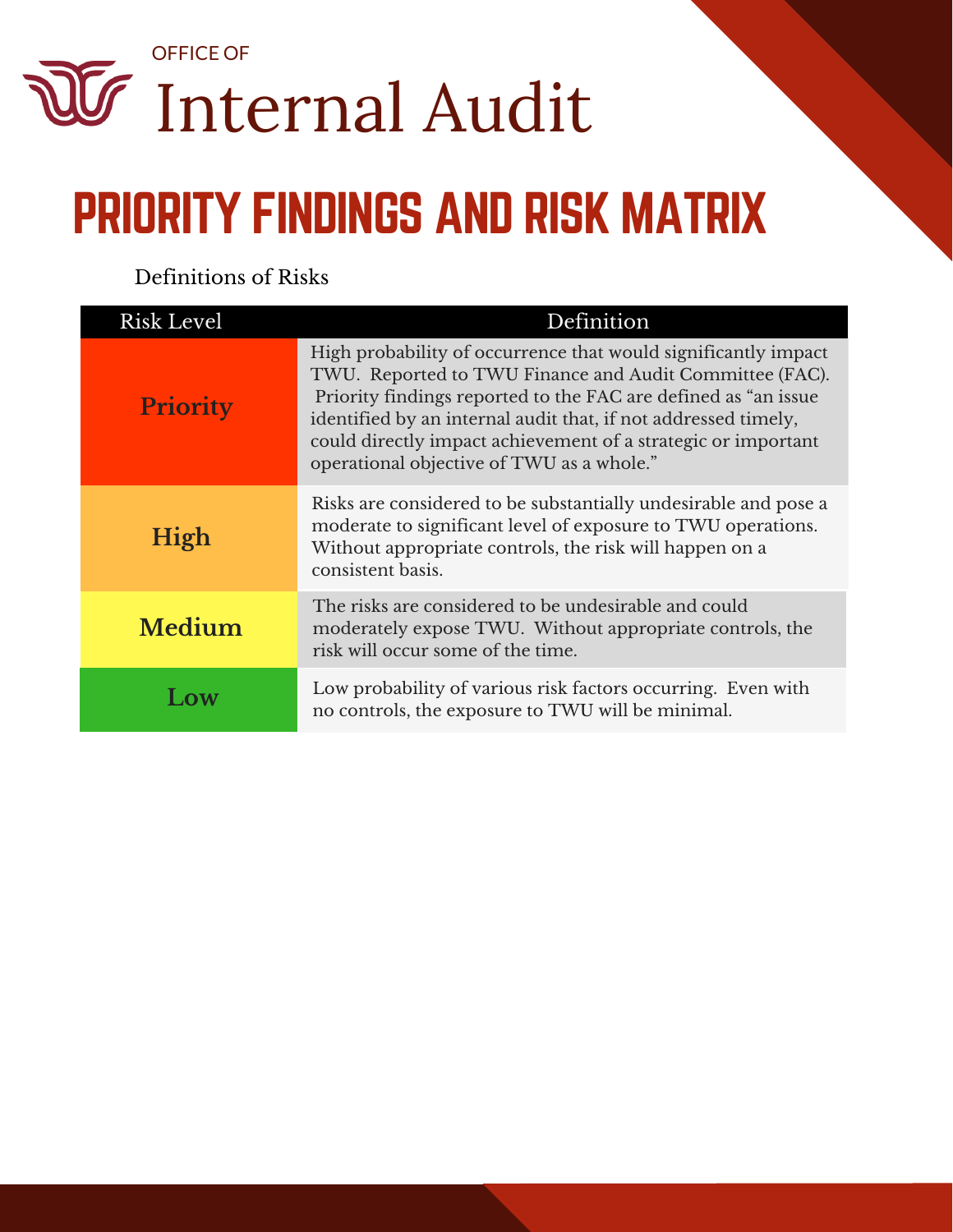OFFICE OF

# Internal Audit

# PRIORITY FINDINGS AND RISK MATRIX

Definitions of Risks

| Risk Level | Definition |
|---|---|
| **Priority** | High probability of occurrence that would significantly impact TWU. Reported to TWU Finance and Audit Committee (FAC). Priority findings reported to the FAC are defined as "an issue identified by an internal audit that, if not addressed timely, could directly impact achievement of a strategic or important operational objective of TWU as a whole." |
| **High** | Risks are considered to be substantially undesirable and pose a moderate to significant level of exposure to TWU operations. Without appropriate controls, the risk will happen on a consistent basis. |
| **Medium** | The risks are considered to be undesirable and could moderately expose TWU. Without appropriate controls, the risk will occur some of the time. |
| **Low** | Low probability of various risk factors occurring. Even with no controls, the exposure to TWU will be minimal. |